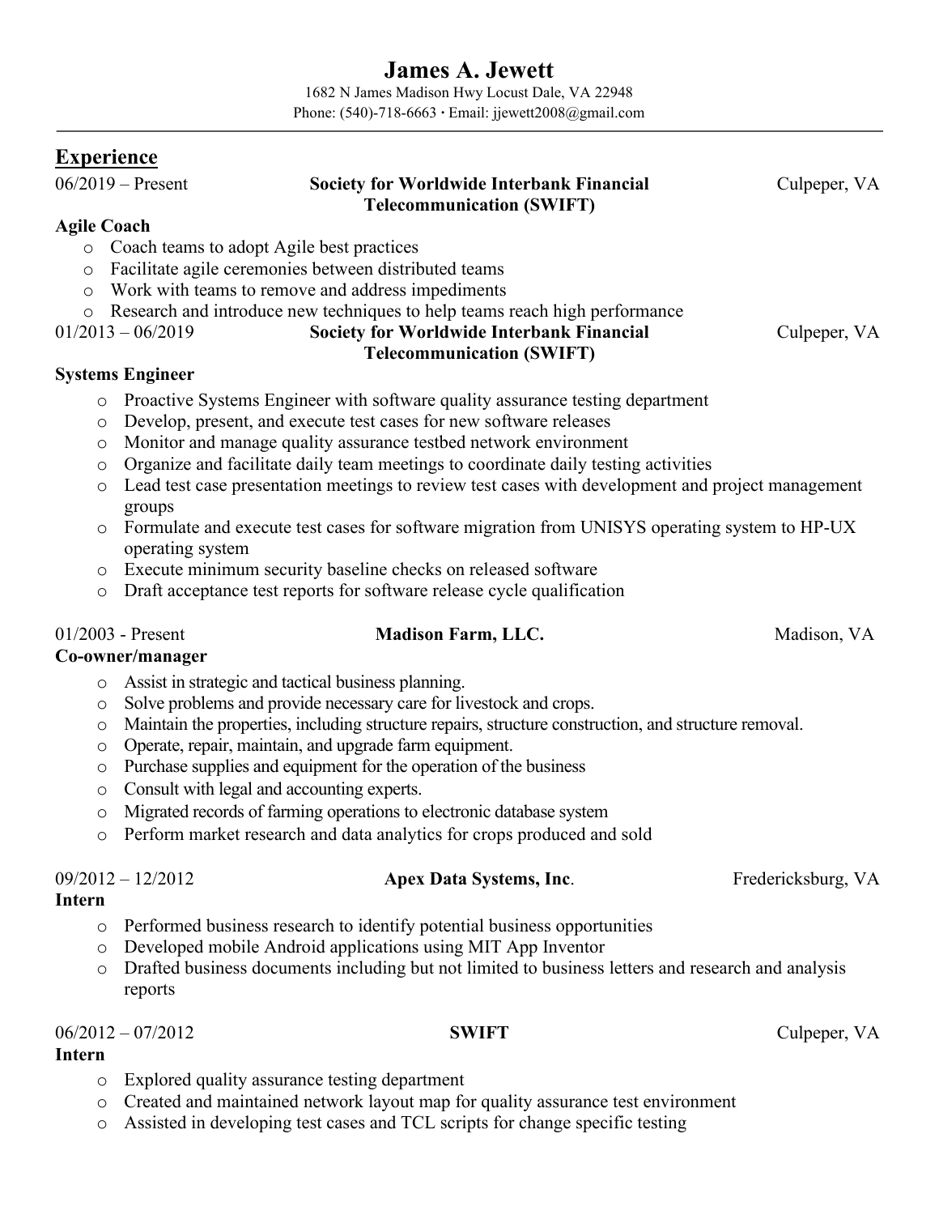# James A. Jewett

1682 N James Madison Hwy Locust Dale, VA 22948
Phone: (540)-718-6663 · Email: jjewett2008@gmail.com

## Experience

06/2019 – Present **Society for Worldwide Interbank Financial Telecommunication (SWIFT)** Culpeper, VA

**Agile Coach**

- Coach teams to adopt Agile best practices
- Facilitate agile ceremonies between distributed teams
- Work with teams to remove and address impediments
- Research and introduce new techniques to help teams reach high performance

01/2013 – 06/2019 **Society for Worldwide Interbank Financial Telecommunication (SWIFT)** Culpeper, VA

**Systems Engineer**

- Proactive Systems Engineer with software quality assurance testing department
- Develop, present, and execute test cases for new software releases
- Monitor and manage quality assurance testbed network environment
- Organize and facilitate daily team meetings to coordinate daily testing activities
- Lead test case presentation meetings to review test cases with development and project management groups
- Formulate and execute test cases for software migration from UNISYS operating system to HP-UX operating system
- Execute minimum security baseline checks on released software
- Draft acceptance test reports for software release cycle qualification

01/2003 - Present **Madison Farm, LLC.** Madison, VA

**Co-owner/manager**

- Assist in strategic and tactical business planning.
- Solve problems and provide necessary care for livestock and crops.
- Maintain the properties, including structure repairs, structure construction, and structure removal.
- Operate, repair, maintain, and upgrade farm equipment.
- Purchase supplies and equipment for the operation of the business
- Consult with legal and accounting experts.
- Migrated records of farming operations to electronic database system
- Perform market research and data analytics for crops produced and sold

09/2012 – 12/2012 **Apex Data Systems, Inc**. Fredericksburg, VA

**Intern**

- Performed business research to identify potential business opportunities
- Developed mobile Android applications using MIT App Inventor
- Drafted business documents including but not limited to business letters and research and analysis reports

06/2012 – 07/2012 **SWIFT** Culpeper, VA

**Intern**

- Explored quality assurance testing department
- Created and maintained network layout map for quality assurance test environment
- Assisted in developing test cases and TCL scripts for change specific testing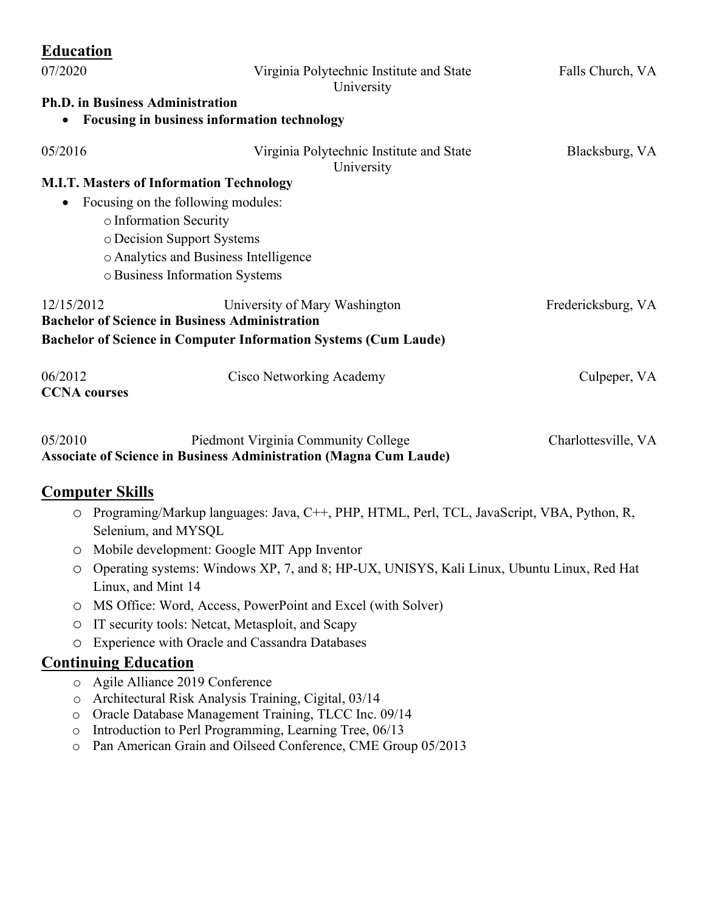## Education

07/2020 Virginia Polytechnic Institute and State University Falls Church, VA

**Ph.D. in Business Administration**

- **Focusing in business information technology**

05/2016 Virginia Polytechnic Institute and State University Blacksburg, VA

**M.I.T. Masters of Information Technology**

- Focusing on the following modules:
  - Information Security
  - Decision Support Systems
  - Analytics and Business Intelligence
  - Business Information Systems

12/15/2012 University of Mary Washington Fredericksburg, VA

**Bachelor of Science in Business Administration**

**Bachelor of Science in Computer Information Systems (Cum Laude)**

06/2012 Cisco Networking Academy Culpeper, VA

**CCNA courses**

05/2010 Piedmont Virginia Community College Charlottesville, VA

**Associate of Science in Business Administration (Magna Cum Laude)**

## Computer Skills

- Programing/Markup languages: Java, C++, PHP, HTML, Perl, TCL, JavaScript, VBA, Python, R, Selenium, and MYSQL
- Mobile development: Google MIT App Inventor
- Operating systems: Windows XP, 7, and 8; HP-UX, UNISYS, Kali Linux, Ubuntu Linux, Red Hat Linux, and Mint 14
- MS Office: Word, Access, PowerPoint and Excel (with Solver)
- IT security tools: Netcat, Metasploit, and Scapy
- Experience with Oracle and Cassandra Databases

## Continuing Education

- Agile Alliance 2019 Conference
- Architectural Risk Analysis Training, Cigital, 03/14
- Oracle Database Management Training, TLCC Inc. 09/14
- Introduction to Perl Programming, Learning Tree, 06/13
- Pan American Grain and Oilseed Conference, CME Group 05/2013